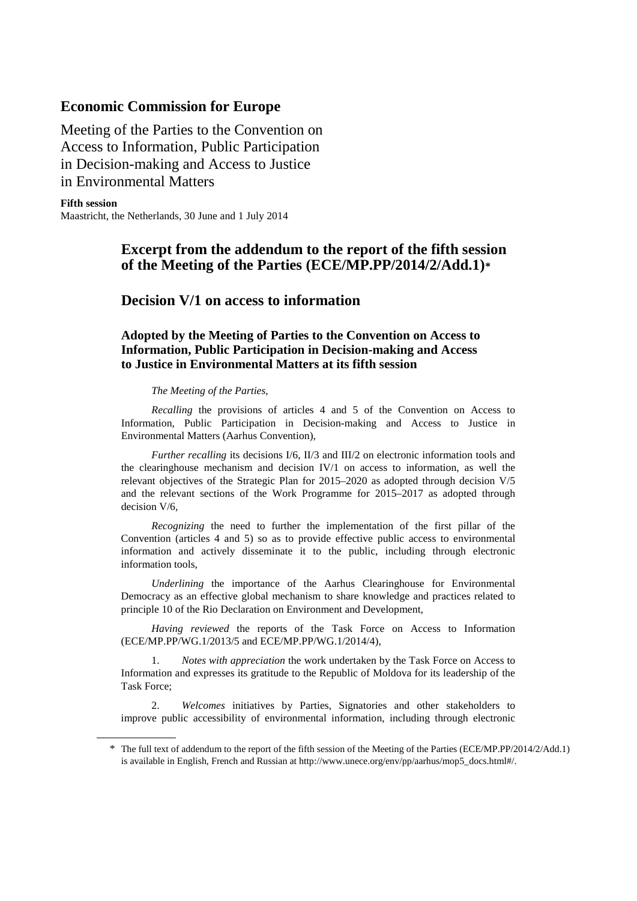## Economic Commission for Europe

Meeting of the Parties to the Convention on Access to Information, Public Participation in Decision-making and Access to Justice in Environmental Matters

**Fifth session**
Maastricht, the Netherlands, 30 June and 1 July 2014

# Excerpt from the addendum to the report of the fifth session of the Meeting of the Parties (ECE/MP.PP/2014/2/Add.1)*

## Decision V/1 on access to information

### Adopted by the Meeting of Parties to the Convention on Access to Information, Public Participation in Decision-making and Access to Justice in Environmental Matters at its fifth session

*The Meeting of the Parties*,

*Recalling* the provisions of articles 4 and 5 of the Convention on Access to Information, Public Participation in Decision-making and Access to Justice in Environmental Matters (Aarhus Convention),

*Further recalling* its decisions I/6, II/3 and III/2 on electronic information tools and the clearinghouse mechanism and decision IV/1 on access to information, as well the relevant objectives of the Strategic Plan for 2015–2020 as adopted through decision V/5 and the relevant sections of the Work Programme for 2015–2017 as adopted through decision V/6,

*Recognizing* the need to further the implementation of the first pillar of the Convention (articles 4 and 5) so as to provide effective public access to environmental information and actively disseminate it to the public, including through electronic information tools,

*Underlining* the importance of the Aarhus Clearinghouse for Environmental Democracy as an effective global mechanism to share knowledge and practices related to principle 10 of the Rio Declaration on Environment and Development,

*Having reviewed* the reports of the Task Force on Access to Information (ECE/MP.PP/WG.1/2013/5 and ECE/MP.PP/WG.1/2014/4),

1. *Notes with appreciation* the work undertaken by the Task Force on Access to Information and expresses its gratitude to the Republic of Moldova for its leadership of the Task Force;

2. *Welcomes* initiatives by Parties, Signatories and other stakeholders to improve public accessibility of environmental information, including through electronic

---

\* The full text of addendum to the report of the fifth session of the Meeting of the Parties (ECE/MP.PP/2014/2/Add.1) is available in English, French and Russian at http://www.unece.org/env/pp/aarhus/mop5_docs.html#/.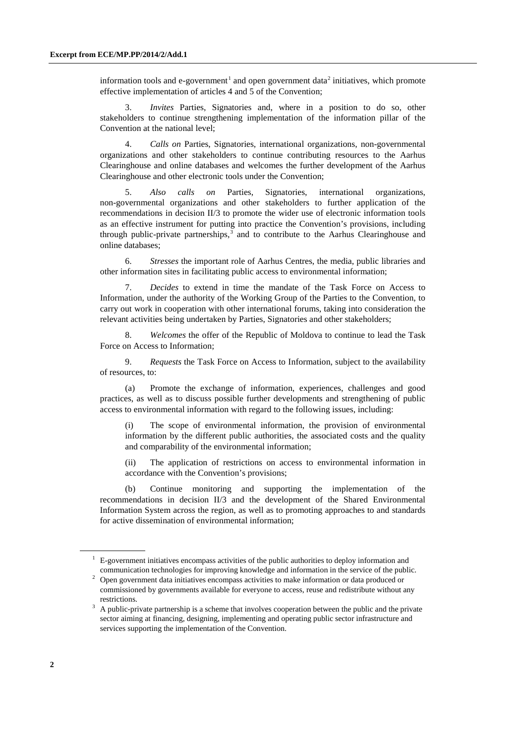information tools and e-government[1] and open government data[2] initiatives, which promote effective implementation of articles 4 and 5 of the Convention;

3. *Invites* Parties, Signatories and, where in a position to do so, other stakeholders to continue strengthening implementation of the information pillar of the Convention at the national level;

4. *Calls on* Parties, Signatories, international organizations, non-governmental organizations and other stakeholders to continue contributing resources to the Aarhus Clearinghouse and online databases and welcomes the further development of the Aarhus Clearinghouse and other electronic tools under the Convention;

5. *Also calls on* Parties, Signatories, international organizations, non-governmental organizations and other stakeholders to further application of the recommendations in decision II/3 to promote the wider use of electronic information tools as an effective instrument for putting into practice the Convention's provisions, including through public-private partnerships,[3] and to contribute to the Aarhus Clearinghouse and online databases;

6. *Stresses* the important role of Aarhus Centres, the media, public libraries and other information sites in facilitating public access to environmental information;

7. *Decides* to extend in time the mandate of the Task Force on Access to Information, under the authority of the Working Group of the Parties to the Convention, to carry out work in cooperation with other international forums, taking into consideration the relevant activities being undertaken by Parties, Signatories and other stakeholders;

8. *Welcomes* the offer of the Republic of Moldova to continue to lead the Task Force on Access to Information;

9. *Requests* the Task Force on Access to Information, subject to the availability of resources, to:

(a) Promote the exchange of information, experiences, challenges and good practices, as well as to discuss possible further developments and strengthening of public access to environmental information with regard to the following issues, including:

(i) The scope of environmental information, the provision of environmental information by the different public authorities, the associated costs and the quality and comparability of the environmental information;

(ii) The application of restrictions on access to environmental information in accordance with the Convention's provisions;

(b) Continue monitoring and supporting the implementation of the recommendations in decision II/3 and the development of the Shared Environmental Information System across the region, as well as to promoting approaches to and standards for active dissemination of environmental information;

---

[1] E-government initiatives encompass activities of the public authorities to deploy information and communication technologies for improving knowledge and information in the service of the public.

[2] Open government data initiatives encompass activities to make information or data produced or commissioned by governments available for everyone to access, reuse and redistribute without any restrictions.

[3] A public-private partnership is a scheme that involves cooperation between the public and the private sector aiming at financing, designing, implementing and operating public sector infrastructure and services supporting the implementation of the Convention.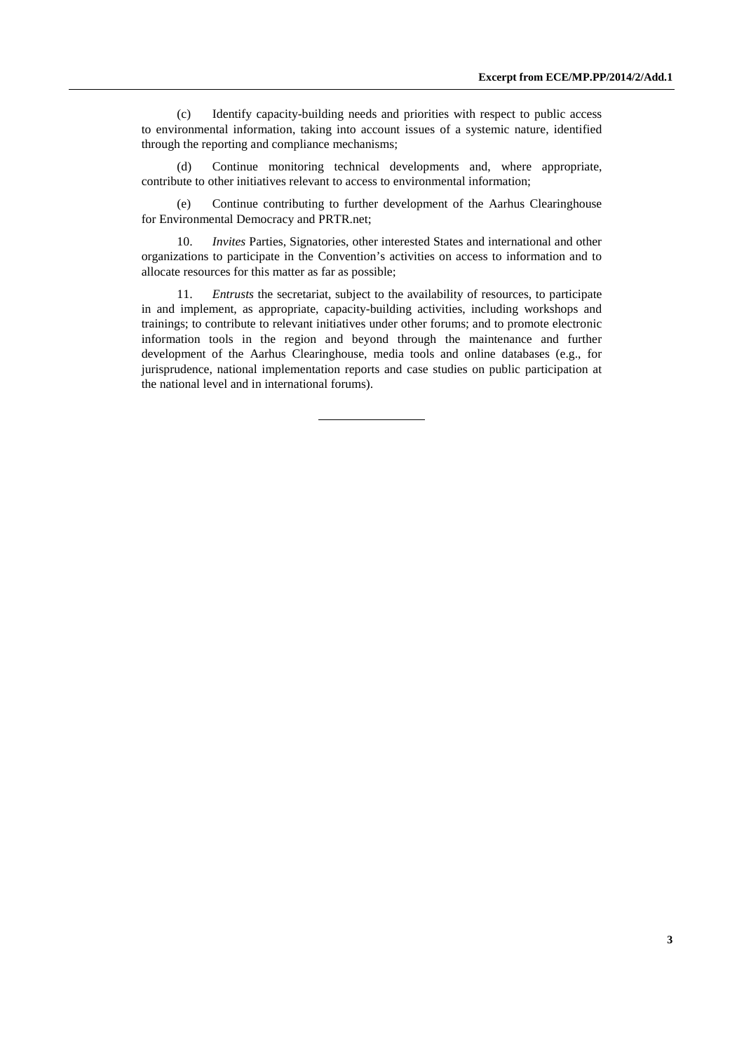(c) Identify capacity-building needs and priorities with respect to public access to environmental information, taking into account issues of a systemic nature, identified through the reporting and compliance mechanisms;

(d) Continue monitoring technical developments and, where appropriate, contribute to other initiatives relevant to access to environmental information;

(e) Continue contributing to further development of the Aarhus Clearinghouse for Environmental Democracy and PRTR.net;

10. *Invites* Parties, Signatories, other interested States and international and other organizations to participate in the Convention's activities on access to information and to allocate resources for this matter as far as possible;

11. *Entrusts* the secretariat, subject to the availability of resources, to participate in and implement, as appropriate, capacity-building activities, including workshops and trainings; to contribute to relevant initiatives under other forums; and to promote electronic information tools in the region and beyond through the maintenance and further development of the Aarhus Clearinghouse, media tools and online databases (e.g., for jurisprudence, national implementation reports and case studies on public participation at the national level and in international forums).